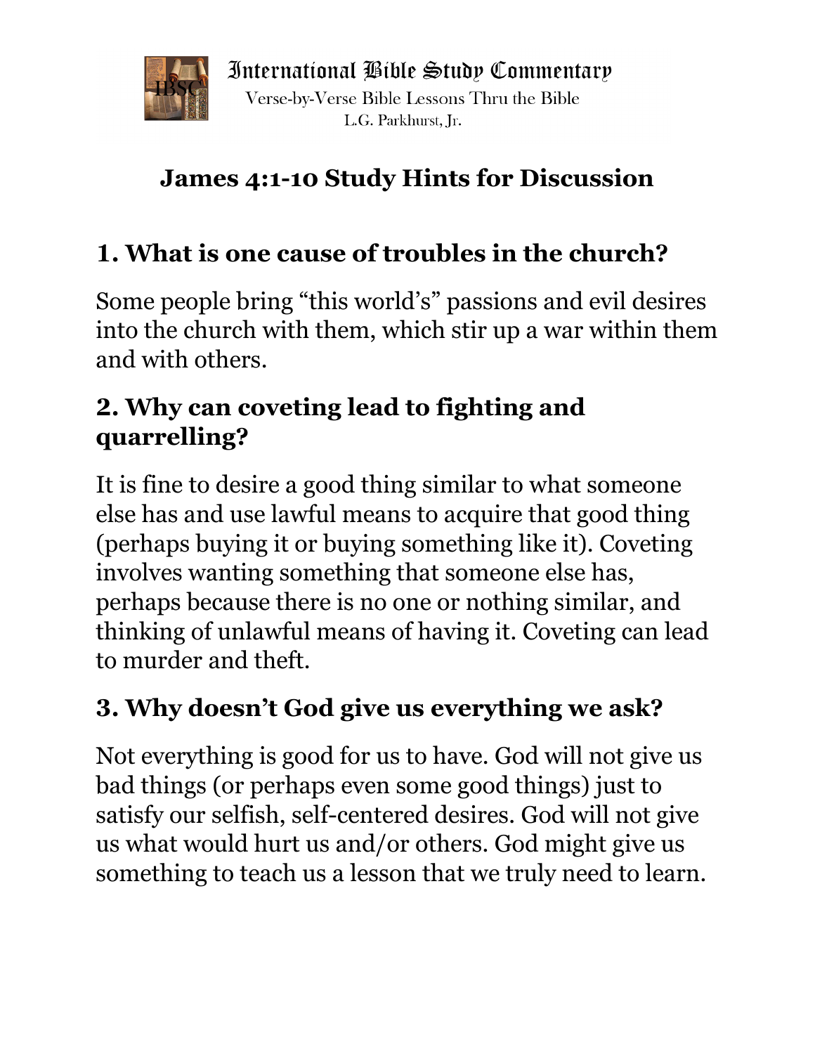International Bible Study Commentary
Verse-by-Verse Bible Lessons Thru the Bible
L.G. Parkhurst, Jr.

# James 4:1-10 Study Hints for Discussion

## 1. What is one cause of troubles in the church?

Some people bring "this world's" passions and evil desires into the church with them, which stir up a war within them and with others.

## 2. Why can coveting lead to fighting and quarrelling?

It is fine to desire a good thing similar to what someone else has and use lawful means to acquire that good thing (perhaps buying it or buying something like it). Coveting involves wanting something that someone else has, perhaps because there is no one or nothing similar, and thinking of unlawful means of having it. Coveting can lead to murder and theft.

## 3. Why doesn't God give us everything we ask?

Not everything is good for us to have. God will not give us bad things (or perhaps even some good things) just to satisfy our selfish, self-centered desires. God will not give us what would hurt us and/or others. God might give us something to teach us a lesson that we truly need to learn.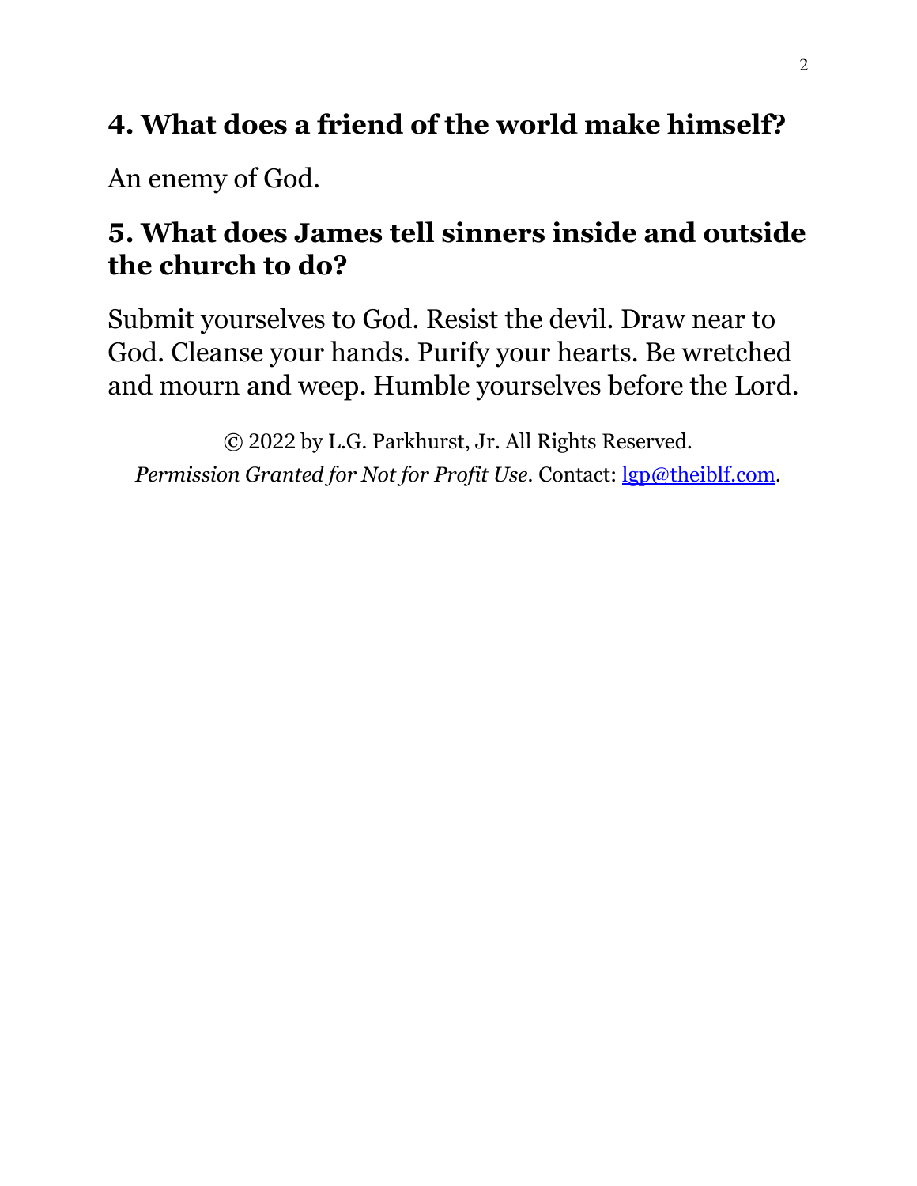## 4. What does a friend of the world make himself?

An enemy of God.

## 5. What does James tell sinners inside and outside the church to do?

Submit yourselves to God. Resist the devil. Draw near to God. Cleanse your hands. Purify your hearts. Be wretched and mourn and weep. Humble yourselves before the Lord.

© 2022 by L.G. Parkhurst, Jr. All Rights Reserved.
*Permission Granted for Not for Profit Use.* Contact: lgp@theiblf.com.